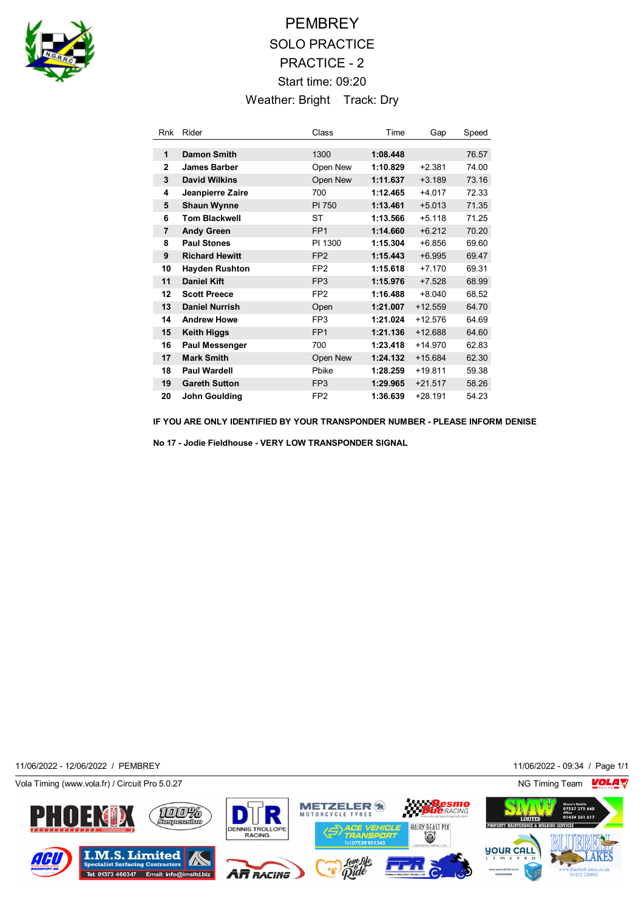# PEMBREY

## SOLO PRACTICE

## PRACTICE - 2

Start time: 09:20

Weather: Bright    Track: Dry

| Rnk | Rider | Class | Time | Gap | Speed |
|---|---|---|---|---|---|
| 1 | **Damon Smith** | 1300 | **1:08.448** | | 76.57 |
| 2 | **James Barber** | Open New | **1:10.829** | +2.381 | 74.00 |
| 3 | **David Wilkins** | Open New | **1:11.637** | +3.189 | 73.16 |
| 4 | **Jeanpierre Zaire** | 700 | **1:12.465** | +4.017 | 72.33 |
| 5 | **Shaun Wynne** | PI 750 | **1:13.461** | +5.013 | 71.35 |
| 6 | **Tom Blackwell** | ST | **1:13.566** | +5.118 | 71.25 |
| 7 | **Andy Green** | FP1 | **1:14.660** | +6.212 | 70.20 |
| 8 | **Paul Stones** | PI 1300 | **1:15.304** | +6.856 | 69.60 |
| 9 | **Richard Hewitt** | FP2 | **1:15.443** | +6.995 | 69.47 |
| 10 | **Hayden Rushton** | FP2 | **1:15.618** | +7.170 | 69.31 |
| 11 | **Daniel Kift** | FP3 | **1:15.976** | +7.528 | 68.99 |
| 12 | **Scott Preece** | FP2 | **1:16.488** | +8.040 | 68.52 |
| 13 | **Daniel Nurrish** | Open | **1:21.007** | +12.559 | 64.70 |
| 14 | **Andrew Howe** | FP3 | **1:21.024** | +12.576 | 64.69 |
| 15 | **Keith Higgs** | FP1 | **1:21.136** | +12.688 | 64.60 |
| 16 | **Paul Messenger** | 700 | **1:23.418** | +14.970 | 62.83 |
| 17 | **Mark Smith** | Open New | **1:24.132** | +15.684 | 62.30 |
| 18 | **Paul Wardell** | Pbike | **1:28.259** | +19.811 | 59.38 |
| 19 | **Gareth Sutton** | FP3 | **1:29.965** | +21.517 | 58.26 |
| 20 | **John Goulding** | FP2 | **1:36.639** | +28.191 | 54.23 |

**IF YOU ARE ONLY IDENTIFIED BY YOUR TRANSPONDER NUMBER - PLEASE INFORM DENISE**

**No 17 - Jodie Fieldhouse - VERY LOW TRANSPONDER SIGNAL**

11/06/2022 - 12/06/2022 / PEMBREY    11/06/2022 - 09:34

Vola Timing (www.vola.fr) / Circuit Pro 5.0.27    NG Timing Team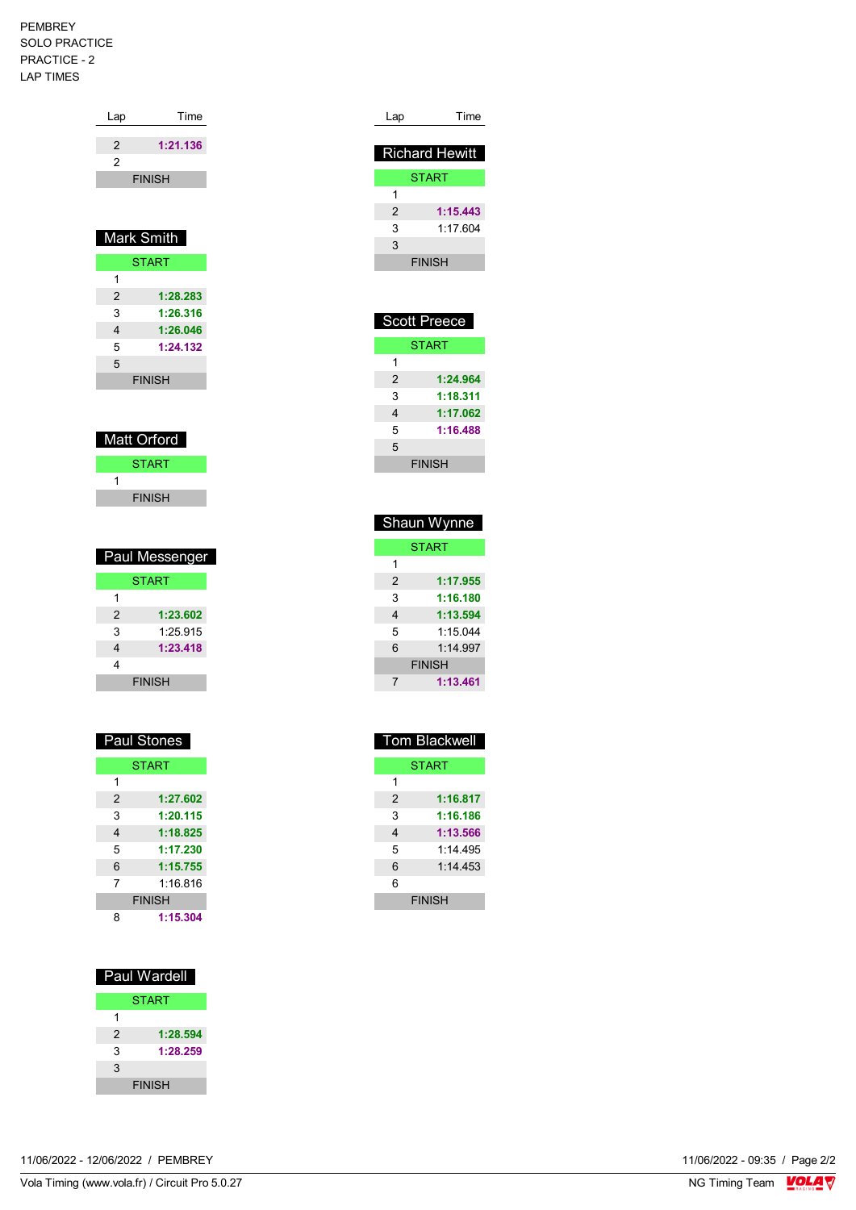PEMBREY
SOLO PRACTICE
PRACTICE - 2
LAP TIMES

| Lap | Time |
|---|---|
| 2 | **1:21.136** |
| 2 | |
| FINISH | |

## Mark Smith

| Lap | Time |
|---|---|
| START | |
| 1 | |
| 2 | **1:28.283** |
| 3 | **1:26.316** |
| 4 | **1:26.046** |
| 5 | **1:24.132** |
| 5 | |
| FINISH | |

## Matt Orford

| Lap | Time |
|---|---|
| START | |
| 1 | |
| FINISH | |

## Paul Messenger

| Lap | Time |
|---|---|
| START | |
| 1 | |
| 2 | **1:23.602** |
| 3 | 1:25.915 |
| 4 | **1:23.418** |
| 4 | |
| FINISH | |

## Paul Stones

| Lap | Time |
|---|---|
| START | |
| 1 | |
| 2 | **1:27.602** |
| 3 | **1:20.115** |
| 4 | **1:18.825** |
| 5 | **1:17.230** |
| 6 | **1:15.755** |
| 7 | 1:16.816 |
| FINISH | |
| 8 | **1:15.304** |

## Paul Wardell

| Lap | Time |
|---|---|
| START | |
| 1 | |
| 2 | **1:28.594** |
| 3 | **1:28.259** |
| 3 | |
| FINISH | |

## Richard Hewitt

| Lap | Time |
|---|---|
| START | |
| 1 | |
| 2 | **1:15.443** |
| 3 | 1:17.604 |
| 3 | |
| FINISH | |

## Scott Preece

| Lap | Time |
|---|---|
| START | |
| 1 | |
| 2 | **1:24.964** |
| 3 | **1:18.311** |
| 4 | **1:17.062** |
| 5 | **1:16.488** |
| 5 | |
| FINISH | |

## Shaun Wynne

| Lap | Time |
|---|---|
| START | |
| 1 | |
| 2 | **1:17.955** |
| 3 | **1:16.180** |
| 4 | **1:13.594** |
| 5 | 1:15.044 |
| 6 | 1:14.997 |
| FINISH | |
| 7 | **1:13.461** |

## Tom Blackwell

| Lap | Time |
|---|---|
| START | |
| 1 | |
| 2 | **1:16.817** |
| 3 | **1:16.186** |
| 4 | **1:13.566** |
| 5 | 1:14.495 |
| 6 | 1:14.453 |
| 6 | |
| FINISH | |

11/06/2022 - 12/06/2022 / PEMBREY    11/06/2022 - 09:35

Vola Timing (www.vola.fr) / Circuit Pro 5.0.27    NG Timing Team